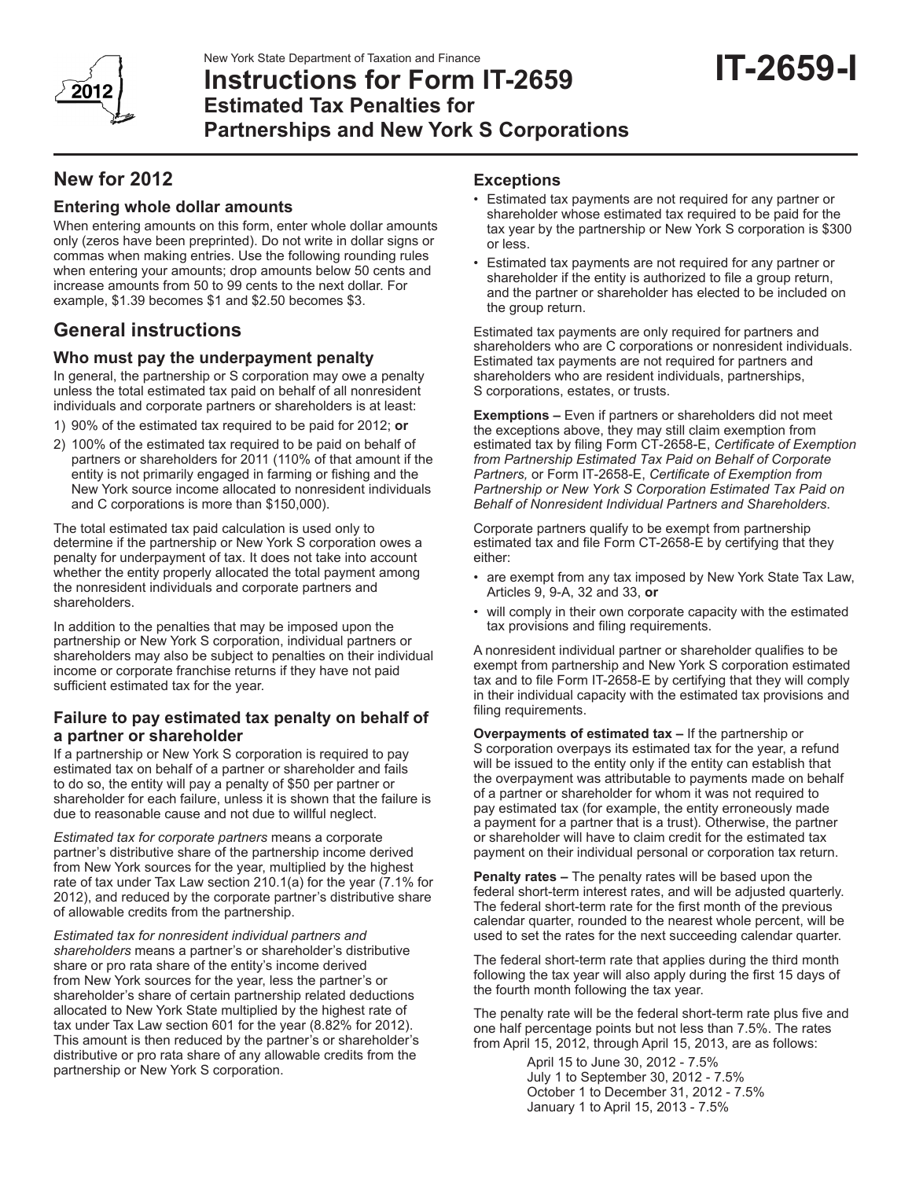New York State Department of Taxation and Finance

# Instructions for Form IT-2659 Estimated Tax Penalties for Partnerships and New York S Corporations

**IT-2659-I**

2012

## New for 2012

### Entering whole dollar amounts

When entering amounts on this form, enter whole dollar amounts only (zeros have been preprinted). Do not write in dollar signs or commas when making entries. Use the following rounding rules when entering your amounts; drop amounts below 50 cents and increase amounts from 50 to 99 cents to the next dollar. For example, $1.39 becomes $1 and $2.50 becomes $3.

## General instructions

### Who must pay the underpayment penalty

In general, the partnership or S corporation may owe a penalty unless the total estimated tax paid on behalf of all nonresident individuals and corporate partners or shareholders is at least:

1) 90% of the estimated tax required to be paid for 2012; **or**
2) 100% of the estimated tax required to be paid on behalf of partners or shareholders for 2011 (110% of that amount if the entity is not primarily engaged in farming or fishing and the New York source income allocated to nonresident individuals and C corporations is more than $150,000).

The total estimated tax paid calculation is used only to determine if the partnership or New York S corporation owes a penalty for underpayment of tax. It does not take into account whether the entity properly allocated the total payment among the nonresident individuals and corporate partners and shareholders.

In addition to the penalties that may be imposed upon the partnership or New York S corporation, individual partners or shareholders may also be subject to penalties on their individual income or corporate franchise returns if they have not paid sufficient estimated tax for the year.

### Failure to pay estimated tax penalty on behalf of a partner or shareholder

If a partnership or New York S corporation is required to pay estimated tax on behalf of a partner or shareholder and fails to do so, the entity will pay a penalty of $50 per partner or shareholder for each failure, unless it is shown that the failure is due to reasonable cause and not due to willful neglect.

*Estimated tax for corporate partners* means a corporate partner's distributive share of the partnership income derived from New York sources for the year, multiplied by the highest rate of tax under Tax Law section 210.1(a) for the year (7.1% for 2012), and reduced by the corporate partner's distributive share of allowable credits from the partnership.

*Estimated tax for nonresident individual partners and shareholders* means a partner's or shareholder's distributive share or pro rata share of the entity's income derived from New York sources for the year, less the partner's or shareholder's share of certain partnership related deductions allocated to New York State multiplied by the highest rate of tax under Tax Law section 601 for the year (8.82% for 2012). This amount is then reduced by the partner's or shareholder's distributive or pro rata share of any allowable credits from the partnership or New York S corporation.

### Exceptions

- Estimated tax payments are not required for any partner or shareholder whose estimated tax required to be paid for the tax year by the partnership or New York S corporation is $300 or less.
- Estimated tax payments are not required for any partner or shareholder if the entity is authorized to file a group return, and the partner or shareholder has elected to be included on the group return.

Estimated tax payments are only required for partners and shareholders who are C corporations or nonresident individuals. Estimated tax payments are not required for partners and shareholders who are resident individuals, partnerships, S corporations, estates, or trusts.

**Exemptions –** Even if partners or shareholders did not meet the exceptions above, they may still claim exemption from estimated tax by filing Form CT-2658-E, *Certificate of Exemption from Partnership Estimated Tax Paid on Behalf of Corporate Partners,* or Form IT-2658-E, *Certificate of Exemption from Partnership or New York S Corporation Estimated Tax Paid on Behalf of Nonresident Individual Partners and Shareholders*.

Corporate partners qualify to be exempt from partnership estimated tax and file Form CT-2658-E by certifying that they either:

- are exempt from any tax imposed by New York State Tax Law, Articles 9, 9-A, 32 and 33, **or**
- will comply in their own corporate capacity with the estimated tax provisions and filing requirements.

A nonresident individual partner or shareholder qualifies to be exempt from partnership and New York S corporation estimated tax and to file Form IT-2658-E by certifying that they will comply in their individual capacity with the estimated tax provisions and filing requirements.

**Overpayments of estimated tax –** If the partnership or S corporation overpays its estimated tax for the year, a refund will be issued to the entity only if the entity can establish that the overpayment was attributable to payments made on behalf of a partner or shareholder for whom it was not required to pay estimated tax (for example, the entity erroneously made a payment for a partner that is a trust). Otherwise, the partner or shareholder will have to claim credit for the estimated tax payment on their individual personal or corporation tax return.

**Penalty rates –** The penalty rates will be based upon the federal short-term interest rates, and will be adjusted quarterly. The federal short-term rate for the first month of the previous calendar quarter, rounded to the nearest whole percent, will be used to set the rates for the next succeeding calendar quarter.

The federal short-term rate that applies during the third month following the tax year will also apply during the first 15 days of the fourth month following the tax year.

The penalty rate will be the federal short-term rate plus five and one half percentage points but not less than 7.5%. The rates from April 15, 2012, through April 15, 2013, are as follows:

April 15 to June 30, 2012 - 7.5%
July 1 to September 30, 2012 - 7.5%
October 1 to December 31, 2012 - 7.5%
January 1 to April 15, 2013 - 7.5%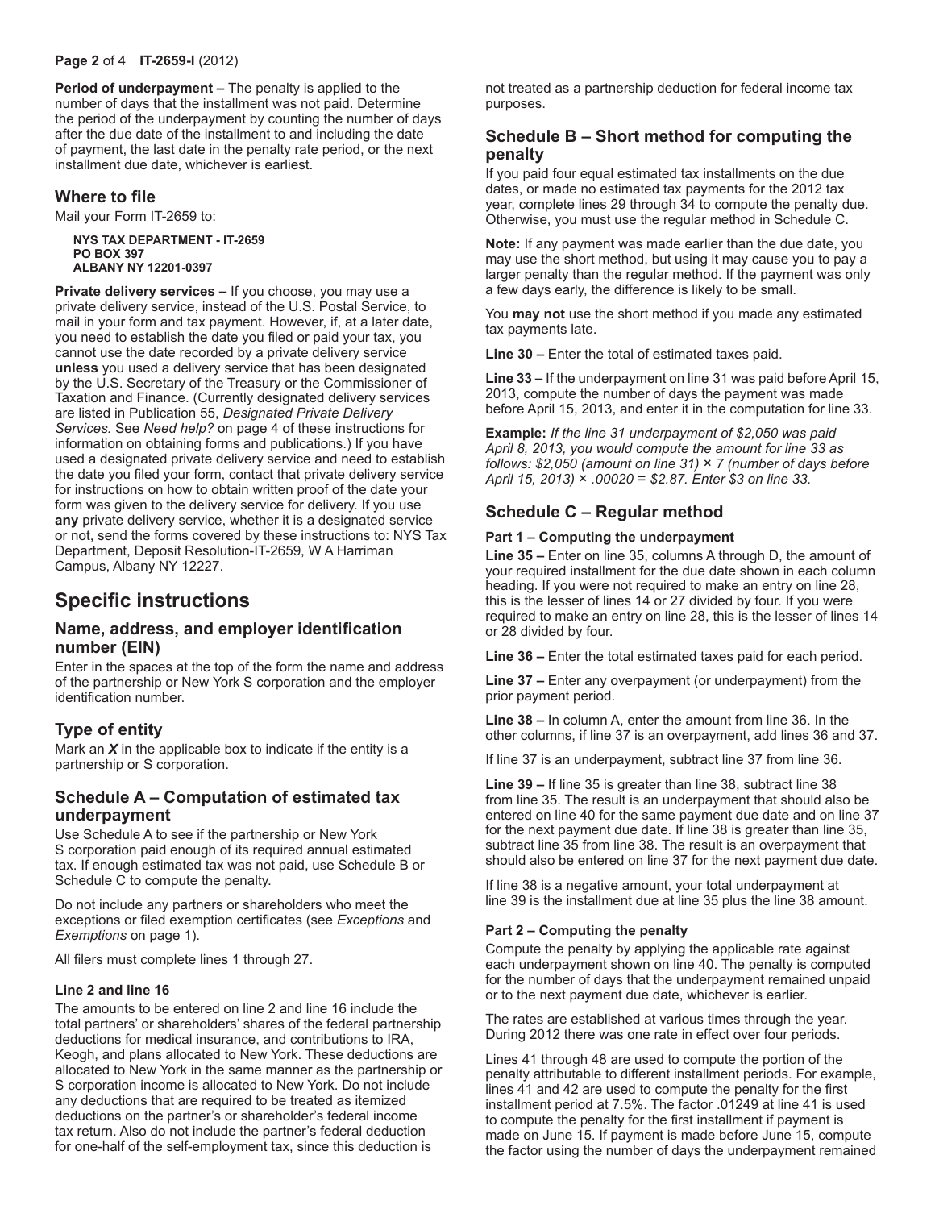**Period of underpayment –** The penalty is applied to the number of days that the installment was not paid. Determine the period of the underpayment by counting the number of days after the due date of the installment to and including the date of payment, the last date in the penalty rate period, or the next installment due date, whichever is earliest.

## Where to file

Mail your Form IT-2659 to:

**NYS TAX DEPARTMENT - IT-2659**
**PO BOX 397**
**ALBANY NY 12201-0397**

**Private delivery services –** If you choose, you may use a private delivery service, instead of the U.S. Postal Service, to mail in your form and tax payment. However, if, at a later date, you need to establish the date you filed or paid your tax, you cannot use the date recorded by a private delivery service **unless** you used a delivery service that has been designated by the U.S. Secretary of the Treasury or the Commissioner of Taxation and Finance. (Currently designated delivery services are listed in Publication 55, *Designated Private Delivery Services.* See *Need help?* on page 4 of these instructions for information on obtaining forms and publications.) If you have used a designated private delivery service and need to establish the date you filed your form, contact that private delivery service for instructions on how to obtain written proof of the date your form was given to the delivery service for delivery. If you use **any** private delivery service, whether it is a designated service or not, send the forms covered by these instructions to: NYS Tax Department, Deposit Resolution-IT-2659, W A Harriman Campus, Albany NY 12227.

# Specific instructions

## Name, address, and employer identification number (EIN)

Enter in the spaces at the top of the form the name and address of the partnership or New York S corporation and the employer identification number.

## Type of entity

Mark an ***X*** in the applicable box to indicate if the entity is a partnership or S corporation.

## Schedule A – Computation of estimated tax underpayment

Use Schedule A to see if the partnership or New York S corporation paid enough of its required annual estimated tax. If enough estimated tax was not paid, use Schedule B or Schedule C to compute the penalty.

Do not include any partners or shareholders who meet the exceptions or filed exemption certificates (see *Exceptions* and *Exemptions* on page 1).

All filers must complete lines 1 through 27.

#### Line 2 and line 16

The amounts to be entered on line 2 and line 16 include the total partners' or shareholders' shares of the federal partnership deductions for medical insurance, and contributions to IRA, Keogh, and plans allocated to New York. These deductions are allocated to New York in the same manner as the partnership or S corporation income is allocated to New York. Do not include any deductions that are required to be treated as itemized deductions on the partner's or shareholder's federal income tax return. Also do not include the partner's federal deduction for one-half of the self-employment tax, since this deduction is not treated as a partnership deduction for federal income tax purposes.

## Schedule B – Short method for computing the penalty

If you paid four equal estimated tax installments on the due dates, or made no estimated tax payments for the 2012 tax year, complete lines 29 through 34 to compute the penalty due. Otherwise, you must use the regular method in Schedule C.

**Note:** If any payment was made earlier than the due date, you may use the short method, but using it may cause you to pay a larger penalty than the regular method. If the payment was only a few days early, the difference is likely to be small.

You **may not** use the short method if you made any estimated tax payments late.

**Line 30 –** Enter the total of estimated taxes paid.

**Line 33 –** If the underpayment on line 31 was paid before April 15, 2013, compute the number of days the payment was made before April 15, 2013, and enter it in the computation for line 33.

**Example:** *If the line 31 underpayment of $2,050 was paid April 8, 2013, you would compute the amount for line 33 as follows: $2,050 (amount on line 31) × 7 (number of days before April 15, 2013) × .00020 = $2.87. Enter $3 on line 33.*

## Schedule C – Regular method

#### Part 1 – Computing the underpayment

**Line 35 –** Enter on line 35, columns A through D, the amount of your required installment for the due date shown in each column heading. If you were not required to make an entry on line 28, this is the lesser of lines 14 or 27 divided by four. If you were required to make an entry on line 28, this is the lesser of lines 14 or 28 divided by four.

**Line 36 –** Enter the total estimated taxes paid for each period.

**Line 37 –** Enter any overpayment (or underpayment) from the prior payment period.

**Line 38 –** In column A, enter the amount from line 36. In the other columns, if line 37 is an overpayment, add lines 36 and 37.

If line 37 is an underpayment, subtract line 37 from line 36.

**Line 39 –** If line 35 is greater than line 38, subtract line 38 from line 35. The result is an underpayment that should also be entered on line 40 for the same payment due date and on line 37 for the next payment due date. If line 38 is greater than line 35, subtract line 35 from line 38. The result is an overpayment that should also be entered on line 37 for the next payment due date.

If line 38 is a negative amount, your total underpayment at line 39 is the installment due at line 35 plus the line 38 amount.

#### Part 2 – Computing the penalty

Compute the penalty by applying the applicable rate against each underpayment shown on line 40. The penalty is computed for the number of days that the underpayment remained unpaid or to the next payment due date, whichever is earlier.

The rates are established at various times through the year. During 2012 there was one rate in effect over four periods.

Lines 41 through 48 are used to compute the portion of the penalty attributable to different installment periods. For example, lines 41 and 42 are used to compute the penalty for the first installment period at 7.5%. The factor .01249 at line 41 is used to compute the penalty for the first installment if payment is made on June 15. If payment is made before June 15, compute the factor using the number of days the underpayment remained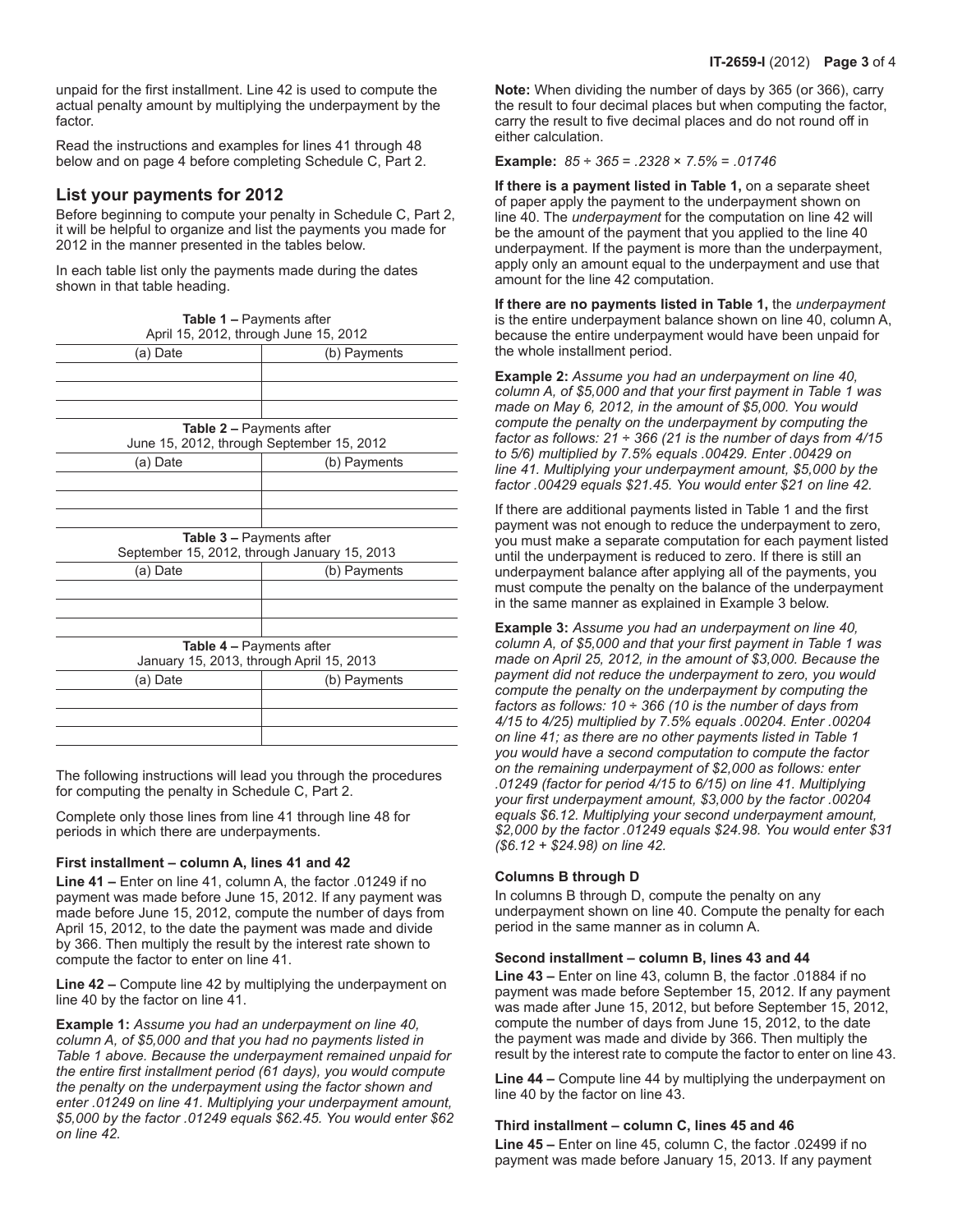unpaid for the first installment. Line 42 is used to compute the actual penalty amount by multiplying the underpayment by the factor.

Read the instructions and examples for lines 41 through 48 below and on page 4 before completing Schedule C, Part 2.

## List your payments for 2012

Before beginning to compute your penalty in Schedule C, Part 2, it will be helpful to organize and list the payments you made for 2012 in the manner presented in the tables below.

In each table list only the payments made during the dates shown in that table heading.

**Table 1 –** Payments after April 15, 2012, through June 15, 2012

| (a) Date | (b) Payments |
|---|---|
| | |
| | |
| | |

**Table 2 –** Payments after June 15, 2012, through September 15, 2012

| (a) Date | (b) Payments |
|---|---|
| | |
| | |
| | |

**Table 3 –** Payments after September 15, 2012, through January 15, 2013

| (a) Date | (b) Payments |
|---|---|
| | |
| | |
| | |

**Table 4 –** Payments after January 15, 2013, through April 15, 2013

| (a) Date | (b) Payments |
|---|---|
| | |
| | |
| | |

The following instructions will lead you through the procedures for computing the penalty in Schedule C, Part 2.

Complete only those lines from line 41 through line 48 for periods in which there are underpayments.

#### First installment – column A, lines 41 and 42

**Line 41 –** Enter on line 41, column A, the factor .01249 if no payment was made before June 15, 2012. If any payment was made before June 15, 2012, compute the number of days from April 15, 2012, to the date the payment was made and divide by 366. Then multiply the result by the interest rate shown to compute the factor to enter on line 41.

**Line 42 –** Compute line 42 by multiplying the underpayment on line 40 by the factor on line 41.

**Example 1:** *Assume you had an underpayment on line 40, column A, of $5,000 and that you had no payments listed in Table 1 above. Because the underpayment remained unpaid for the entire first installment period (61 days), you would compute the penalty on the underpayment using the factor shown and enter .01249 on line 41. Multiplying your underpayment amount, $5,000 by the factor .01249 equals $62.45. You would enter $62 on line 42.*

**Note:** When dividing the number of days by 365 (or 366), carry the result to four decimal places but when computing the factor, carry the result to five decimal places and do not round off in either calculation.

**Example:** *85 ÷ 365 = .2328 × 7.5% = .01746*

**If there is a payment listed in Table 1,** on a separate sheet of paper apply the payment to the underpayment shown on line 40. The *underpayment* for the computation on line 42 will be the amount of the payment that you applied to the line 40 underpayment. If the payment is more than the underpayment, apply only an amount equal to the underpayment and use that amount for the line 42 computation.

**If there are no payments listed in Table 1,** the *underpayment* is the entire underpayment balance shown on line 40, column A, because the entire underpayment would have been unpaid for the whole installment period.

**Example 2:** *Assume you had an underpayment on line 40, column A, of $5,000 and that your first payment in Table 1 was made on May 6, 2012, in the amount of $5,000. You would compute the penalty on the underpayment by computing the factor as follows: 21 ÷ 366 (21 is the number of days from 4/15 to 5/6) multiplied by 7.5% equals .00429. Enter .00429 on line 41. Multiplying your underpayment amount, $5,000 by the factor .00429 equals $21.45. You would enter $21 on line 42.*

If there are additional payments listed in Table 1 and the first payment was not enough to reduce the underpayment to zero, you must make a separate computation for each payment listed until the underpayment is reduced to zero. If there is still an underpayment balance after applying all of the payments, you must compute the penalty on the balance of the underpayment in the same manner as explained in Example 3 below.

**Example 3:** *Assume you had an underpayment on line 40, column A, of $5,000 and that your first payment in Table 1 was made on April 25, 2012, in the amount of $3,000. Because the payment did not reduce the underpayment to zero, you would compute the penalty on the underpayment by computing the factors as follows: 10 ÷ 366 (10 is the number of days from 4/15 to 4/25) multiplied by 7.5% equals .00204. Enter .00204 on line 41; as there are no other payments listed in Table 1 you would have a second computation to compute the factor on the remaining underpayment of $2,000 as follows: enter .01249 (factor for period 4/15 to 6/15) on line 41. Multiplying your first underpayment amount, $3,000 by the factor .00204 equals $6.12. Multiplying your second underpayment amount, $2,000 by the factor .01249 equals $24.98. You would enter $31 ($6.12 + $24.98) on line 42.*

#### Columns B through D

In columns B through D, compute the penalty on any underpayment shown on line 40. Compute the penalty for each period in the same manner as in column A.

#### Second installment – column B, lines 43 and 44

**Line 43 –** Enter on line 43, column B, the factor .01884 if no payment was made before September 15, 2012. If any payment was made after June 15, 2012, but before September 15, 2012, compute the number of days from June 15, 2012, to the date the payment was made and divide by 366. Then multiply the result by the interest rate to compute the factor to enter on line 43.

**Line 44 –** Compute line 44 by multiplying the underpayment on line 40 by the factor on line 43.

#### Third installment – column C, lines 45 and 46

**Line 45 –** Enter on line 45, column C, the factor .02499 if no payment was made before January 15, 2013. If any payment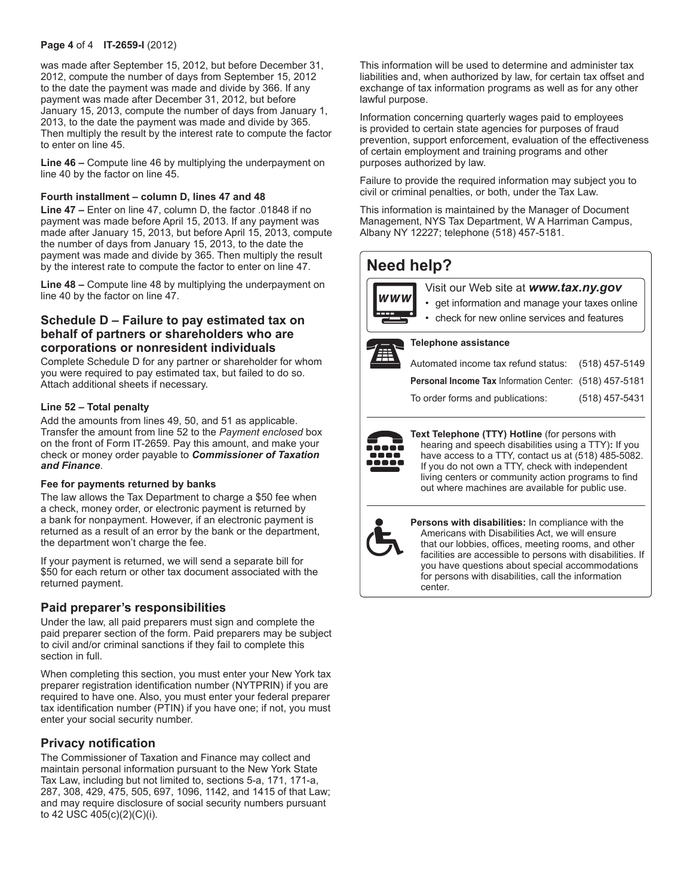was made after September 15, 2012, but before December 31, 2012, compute the number of days from September 15, 2012 to the date the payment was made and divide by 366. If any payment was made after December 31, 2012, but before January 15, 2013, compute the number of days from January 1, 2013, to the date the payment was made and divide by 365. Then multiply the result by the interest rate to compute the factor to enter on line 45.

**Line 46 –** Compute line 46 by multiplying the underpayment on line 40 by the factor on line 45.

**Fourth installment – column D, lines 47 and 48**

**Line 47 –** Enter on line 47, column D, the factor .01848 if no payment was made before April 15, 2013. If any payment was made after January 15, 2013, but before April 15, 2013, compute the number of days from January 15, 2013, to the date the payment was made and divide by 365. Then multiply the result by the interest rate to compute the factor to enter on line 47.

**Line 48 –** Compute line 48 by multiplying the underpayment on line 40 by the factor on line 47.

## Schedule D – Failure to pay estimated tax on behalf of partners or shareholders who are corporations or nonresident individuals

Complete Schedule D for any partner or shareholder for whom you were required to pay estimated tax, but failed to do so. Attach additional sheets if necessary.

**Line 52 – Total penalty**

Add the amounts from lines 49, 50, and 51 as applicable. Transfer the amount from line 52 to the *Payment enclosed* box on the front of Form IT-2659. Pay this amount, and make your check or money order payable to ***Commissioner of Taxation and Finance***.

**Fee for payments returned by banks**

The law allows the Tax Department to charge a $50 fee when a check, money order, or electronic payment is returned by a bank for nonpayment. However, if an electronic payment is returned as a result of an error by the bank or the department, the department won't charge the fee.

If your payment is returned, we will send a separate bill for $50 for each return or other tax document associated with the returned payment.

## Paid preparer's responsibilities

Under the law, all paid preparers must sign and complete the paid preparer section of the form. Paid preparers may be subject to civil and/or criminal sanctions if they fail to complete this section in full.

When completing this section, you must enter your New York tax preparer registration identification number (NYTPRIN) if you are required to have one. Also, you must enter your federal preparer tax identification number (PTIN) if you have one; if not, you must enter your social security number.

## Privacy notification

The Commissioner of Taxation and Finance may collect and maintain personal information pursuant to the New York State Tax Law, including but not limited to, sections 5-a, 171, 171-a, 287, 308, 429, 475, 505, 697, 1096, 1142, and 1415 of that Law; and may require disclosure of social security numbers pursuant to 42 USC 405(c)(2)(C)(i).

This information will be used to determine and administer tax liabilities and, when authorized by law, for certain tax offset and exchange of tax information programs as well as for any other lawful purpose.

Information concerning quarterly wages paid to employees is provided to certain state agencies for purposes of fraud prevention, support enforcement, evaluation of the effectiveness of certain employment and training programs and other purposes authorized by law.

Failure to provide the required information may subject you to civil or criminal penalties, or both, under the Tax Law.

This information is maintained by the Manager of Document Management, NYS Tax Department, W A Harriman Campus, Albany NY 12227; telephone (518) 457-5181.

## Need help?

Visit our Web site at ***www.tax.ny.gov***
- get information and manage your taxes online
- check for new online services and features

**Telephone assistance**

| | |
|---|---|
| Automated income tax refund status: | (518) 457-5149 |
| **Personal Income Tax** Information Center: | (518) 457-5181 |
| To order forms and publications: | (518) 457-5431 |

**Text Telephone (TTY) Hotline** (for persons with hearing and speech disabilities using a TTY)**:** If you have access to a TTY, contact us at (518) 485-5082. If you do not own a TTY, check with independent living centers or community action programs to find out where machines are available for public use.

**Persons with disabilities:** In compliance with the Americans with Disabilities Act, we will ensure that our lobbies, offices, meeting rooms, and other facilities are accessible to persons with disabilities. If you have questions about special accommodations for persons with disabilities, call the information center.